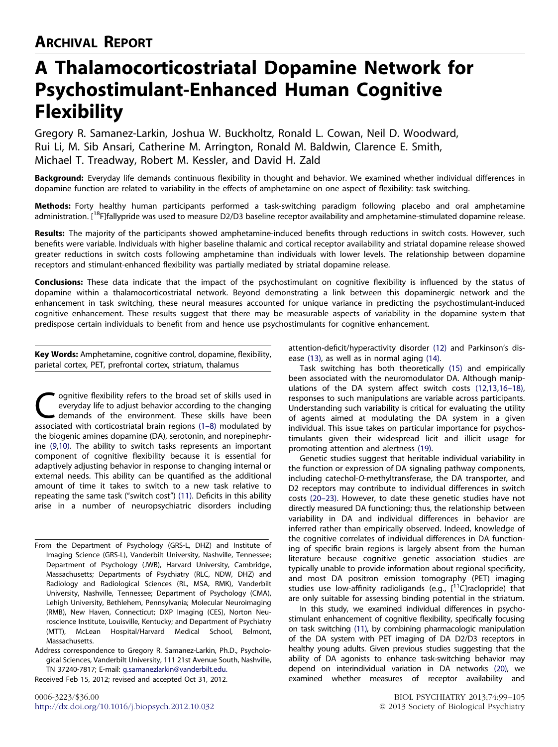## ARCHIVAL REPORT

# A Thalamocorticostriatal Dopamine Network for Psychostimulant-Enhanced Human Cognitive Flexibility

Gregory R. Samanez-Larkin, Joshua W. Buckholtz, Ronald L. Cowan, Neil D. Woodward, Rui Li, M. Sib Ansari, Catherine M. Arrington, Ronald M. Baldwin, Clarence E. Smith, Michael T. Treadway, Robert M. Kessler, and David H. Zald

**Background:** Everyday life demands continuous flexibility in thought and behavior. We examined whether individual differences in dopamine function are related to variability in the effects of amphetamine on one aspect of flexibility: task switching.

**Methods:** Forty healthy human participants performed a task-switching paradigm following placebo and oral amphetamine administration. [$^{18}$F]fallypride was used to measure D2/D3 baseline receptor availability and amphetamine-stimulated dopamine release.

**Results:** The majority of the participants showed amphetamine-induced benefits through reductions in switch costs. However, such benefits were variable. Individuals with higher baseline thalamic and cortical receptor availability and striatal dopamine release showed greater reductions in switch costs following amphetamine than individuals with lower levels. The relationship between dopamine receptors and stimulant-enhanced flexibility was partially mediated by striatal dopamine release.

**Conclusions:** These data indicate that the impact of the psychostimulant on cognitive flexibility is influenced by the status of dopamine within a thalamocorticostriatal network. Beyond demonstrating a link between this dopaminergic network and the enhancement in task switching, these neural measures accounted for unique variance in predicting the psychostimulant-induced cognitive enhancement. These results suggest that there may be measurable aspects of variability in the dopamine system that predispose certain individuals to benefit from and hence use psychostimulants for cognitive enhancement.

**Key Words:** Amphetamine, cognitive control, dopamine, flexibility, parietal cortex, PET, prefrontal cortex, striatum, thalamus

Cognitive flexibility refers to the broad set of skills used in everyday life to adjust behavior according to the changing demands of the environment. These skills have been associated with corticostriatal brain regions (1–8) modulated by the biogenic amines dopamine (DA), serotonin, and norepinephrine (9,10). The ability to switch tasks represents an important component of cognitive flexibility because it is essential for adaptively adjusting behavior in response to changing internal or external needs. This ability can be quantified as the additional amount of time it takes to switch to a new task relative to repeating the same task ("switch cost") (11). Deficits in this ability arise in a number of neuropsychiatric disorders including attention-deficit/hyperactivity disorder (12) and Parkinson's disease (13), as well as in normal aging (14).

Task switching has both theoretically (15) and empirically been associated with the neuromodulator DA. Although manipulations of the DA system affect switch costs (12,13,16–18), responses to such manipulations are variable across participants. Understanding such variability is critical for evaluating the utility of agents aimed at modulating the DA system in a given individual. This issue takes on particular importance for psychostimulants given their widespread licit and illicit usage for promoting attention and alertness (19).

Genetic studies suggest that heritable individual variability in the function or expression of DA signaling pathway components, including catechol-*O*-methyltransferase, the DA transporter, and D2 receptors may contribute to individual differences in switch costs (20–23). However, to date these genetic studies have not directly measured DA functioning; thus, the relationship between variability in DA and individual differences in behavior are inferred rather than empirically observed. Indeed, knowledge of the cognitive correlates of individual differences in DA functioning of specific brain regions is largely absent from the human literature because cognitive genetic association studies are typically unable to provide information about regional specificity, and most DA positron emission tomography (PET) imaging studies use low-affinity radioligands (e.g., [$^{11}$C]raclopride) that are only suitable for assessing binding potential in the striatum.

In this study, we examined individual differences in psychostimulant enhancement of cognitive flexibility, specifically focusing on task switching (11), by combining pharmacologic manipulation of the DA system with PET imaging of DA D2/D3 receptors in healthy young adults. Given previous studies suggesting that the ability of DA agonists to enhance task-switching behavior may depend on interindividual variation in DA networks (20), we examined whether measures of receptor availability and

From the Department of Psychology (GRS-L, DHZ) and Institute of Imaging Science (GRS-L), Vanderbilt University, Nashville, Tennessee; Department of Psychology (JWB), Harvard University, Cambridge, Massachusetts; Departments of Psychiatry (RLC, NDW, DHZ) and Radiology and Radiological Sciences (RL, MSA, RMK), Vanderbilt University, Nashville, Tennessee; Department of Psychology (CMA), Lehigh University, Bethlehem, Pennsylvania; Molecular Neuroimaging (RMB), New Haven, Connecticut; DXP Imaging (CES), Norton Neuroscience Institute, Louisville, Kentucky; and Department of Psychiatry (MTT), McLean Hospital/Harvard Medical School, Belmont, Massachusetts.

Address correspondence to Gregory R. Samanez-Larkin, Ph.D., Psychological Sciences, Vanderbilt University, 111 21st Avenue South, Nashville, TN 37240-7817; E-mail: g.samanezlarkin@vanderbilt.edu.

Received Feb 15, 2012; revised and accepted Oct 31, 2012.

0006-3223/$36.00
http://dx.doi.org/10.1016/j.biopsych.2012.10.032
© 2013 Society of Biological Psychiatry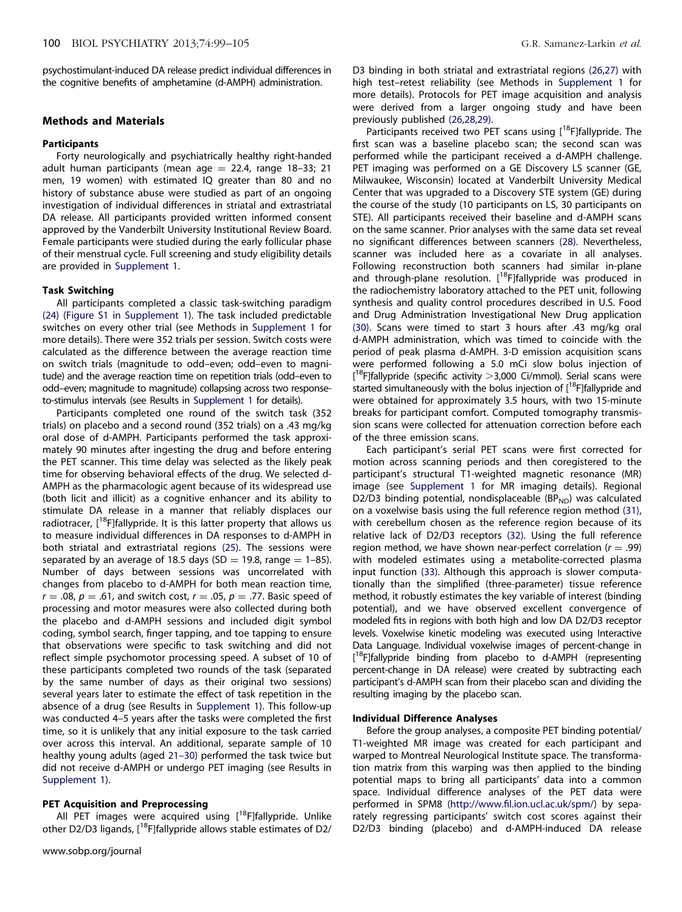psychostimulant-induced DA release predict individual differences in the cognitive benefits of amphetamine (d-AMPH) administration.

## Methods and Materials

### Participants

Forty neurologically and psychiatrically healthy right-handed adult human participants (mean age = 22.4, range 18–33; 21 men, 19 women) with estimated IQ greater than 80 and no history of substance abuse were studied as part of an ongoing investigation of individual differences in striatal and extrastriatal DA release. All participants provided written informed consent approved by the Vanderbilt University Institutional Review Board. Female participants were studied during the early follicular phase of their menstrual cycle. Full screening and study eligibility details are provided in Supplement 1.

### Task Switching

All participants completed a classic task-switching paradigm (24) (Figure S1 in Supplement 1). The task included predictable switches on every other trial (see Methods in Supplement 1 for more details). There were 352 trials per session. Switch costs were calculated as the difference between the average reaction time on switch trials (magnitude to odd–even; odd–even to magnitude) and the average reaction time on repetition trials (odd–even to odd–even; magnitude to magnitude) collapsing across two response-to-stimulus intervals (see Results in Supplement 1 for details).

Participants completed one round of the switch task (352 trials) on placebo and a second round (352 trials) on a .43 mg/kg oral dose of d-AMPH. Participants performed the task approximately 90 minutes after ingesting the drug and before entering the PET scanner. This time delay was selected as the likely peak time for observing behavioral effects of the drug. We selected d-AMPH as the pharmacologic agent because of its widespread use (both licit and illicit) as a cognitive enhancer and its ability to stimulate DA release in a manner that reliably displaces our radiotracer, [$^{18}$F]fallypride. It is this latter property that allows us to measure individual differences in DA responses to d-AMPH in both striatal and extrastriatal regions (25). The sessions were separated by an average of 18.5 days (SD = 19.8, range = 1–85). Number of days between sessions was uncorrelated with changes from placebo to d-AMPH for both mean reaction time, $r = .08$, $p = .61$, and switch cost, $r = .05$, $p = .77$. Basic speed of processing and motor measures were also collected during both the placebo and d-AMPH sessions and included digit symbol coding, symbol search, finger tapping, and toe tapping to ensure that observations were specific to task switching and did not reflect simple psychomotor processing speed. A subset of 10 of these participants completed two rounds of the task (separated by the same number of days as their original two sessions) several years later to estimate the effect of task repetition in the absence of a drug (see Results in Supplement 1). This follow-up was conducted 4–5 years after the tasks were completed the first time, so it is unlikely that any initial exposure to the task carried over across this interval. An additional, separate sample of 10 healthy young adults (aged 21–30) performed the task twice but did not receive d-AMPH or undergo PET imaging (see Results in Supplement 1).

### PET Acquisition and Preprocessing

All PET images were acquired using [$^{18}$F]fallypride. Unlike other D2/D3 ligands, [$^{18}$F]fallypride allows stable estimates of D2/D3 binding in both striatal and extrastriatal regions (26,27) with high test–retest reliability (see Methods in Supplement 1 for more details). Protocols for PET image acquisition and analysis were derived from a larger ongoing study and have been previously published (26,28,29).

Participants received two PET scans using [$^{18}$F]fallypride. The first scan was a baseline placebo scan; the second scan was performed while the participant received a d-AMPH challenge. PET imaging was performed on a GE Discovery LS scanner (GE, Milwaukee, Wisconsin) located at Vanderbilt University Medical Center that was upgraded to a Discovery STE system (GE) during the course of the study (10 participants on LS, 30 participants on STE). All participants received their baseline and d-AMPH scans on the same scanner. Prior analyses with the same data set reveal no significant differences between scanners (28). Nevertheless, scanner was included here as a covariate in all analyses. Following reconstruction both scanners had similar in-plane and through-plane resolution. [$^{18}$F]fallypride was produced in the radiochemistry laboratory attached to the PET unit, following synthesis and quality control procedures described in U.S. Food and Drug Administration Investigational New Drug application (30). Scans were timed to start 3 hours after .43 mg/kg oral d-AMPH administration, which was timed to coincide with the period of peak plasma d-AMPH. 3-D emission acquisition scans were performed following a 5.0 mCi slow bolus injection of [$^{18}$F]fallypride (specific activity >3,000 Ci/mmol). Serial scans were started simultaneously with the bolus injection of [$^{18}$F]fallypride and were obtained for approximately 3.5 hours, with two 15-minute breaks for participant comfort. Computed tomography transmission scans were collected for attenuation correction before each of the three emission scans.

Each participant's serial PET scans were first corrected for motion across scanning periods and then coregistered to the participant's structural T1-weighted magnetic resonance (MR) image (see Supplement 1 for MR imaging details). Regional D2/D3 binding potential, nondisplaceable ($BP_{ND}$) was calculated on a voxelwise basis using the full reference region method (31), with cerebellum chosen as the reference region because of its relative lack of D2/D3 receptors (32). Using the full reference region method, we have shown near-perfect correlation ($r = .99$) with modeled estimates using a metabolite-corrected plasma input function (33). Although this approach is slower computationally than the simplified (three-parameter) tissue reference method, it robustly estimates the key variable of interest (binding potential), and we have observed excellent convergence of modeled fits in regions with both high and low DA D2/D3 receptor levels. Voxelwise kinetic modeling was executed using Interactive Data Language. Individual voxelwise images of percent-change in [$^{18}$F]fallypride binding from placebo to d-AMPH (representing percent-change in DA release) were created by subtracting each participant's d-AMPH scan from their placebo scan and dividing the resulting imaging by the placebo scan.

### Individual Difference Analyses

Before the group analyses, a composite PET binding potential/T1-weighted MR image was created for each participant and warped to Montreal Neurological Institute space. The transformation matrix from this warping was then applied to the binding potential maps to bring all participants' data into a common space. Individual difference analyses of the PET data were performed in SPM8 (http://www.fil.ion.ucl.ac.uk/spm/) by separately regressing participants' switch cost scores against their D2/D3 binding (placebo) and d-AMPH-induced DA release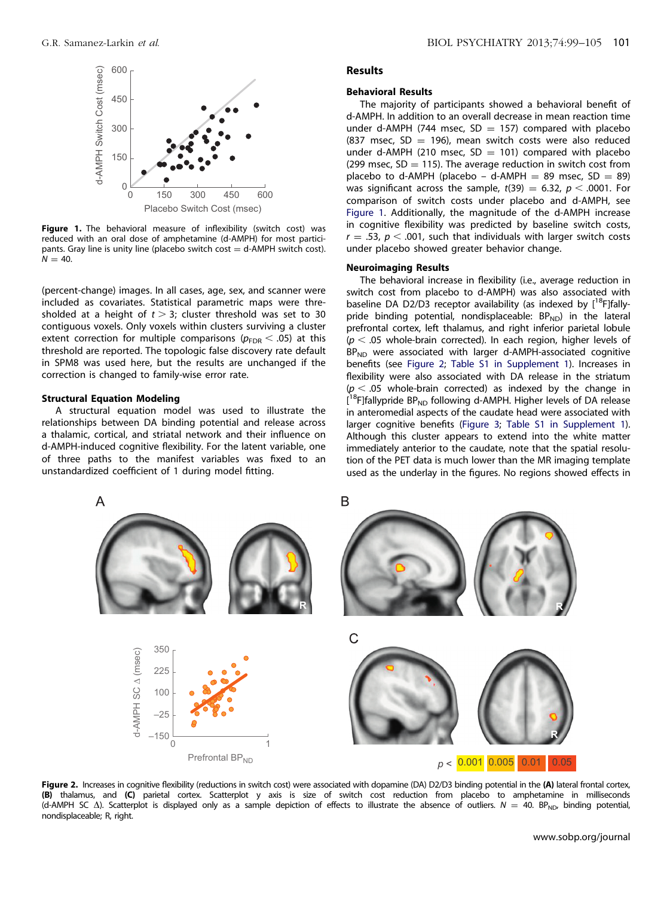Figure 1. The behavioral measure of inflexibility (switch cost) was reduced with an oral dose of amphetamine (d-AMPH) for most participants. Gray line is unity line (placebo switch cost = d-AMPH switch cost). $N = 40$.

(percent-change) images. In all cases, age, sex, and scanner were included as covariates. Statistical parametric maps were thresholded at a height of $t > 3$; cluster threshold was set to 30 contiguous voxels. Only voxels within clusters surviving a cluster extent correction for multiple comparisons ($p_{FDR} < .05$) at this threshold are reported. The topologic false discovery rate default in SPM8 was used here, but the results are unchanged if the correction is changed to family-wise error rate.

### Structural Equation Modeling

A structural equation model was used to illustrate the relationships between DA binding potential and release across a thalamic, cortical, and striatal network and their influence on d-AMPH-induced cognitive flexibility. For the latent variable, one of three paths to the manifest variables was fixed to an unstandardized coefficient of 1 during model fitting.

## Results

### Behavioral Results

The majority of participants showed a behavioral benefit of d-AMPH. In addition to an overall decrease in mean reaction time under d-AMPH (744 msec, SD = 157) compared with placebo (837 msec, SD = 196), mean switch costs were also reduced under d-AMPH (210 msec, SD = 101) compared with placebo (299 msec, SD = 115). The average reduction in switch cost from placebo to d-AMPH (placebo − d-AMPH = 89 msec, SD = 89) was significant across the sample, $t(39) = 6.32$, $p < .0001$. For comparison of switch costs under placebo and d-AMPH, see Figure 1. Additionally, the magnitude of the d-AMPH increase in cognitive flexibility was predicted by baseline switch costs, $r = .53$, $p < .001$, such that individuals with larger switch costs under placebo showed greater behavior change.

### Neuroimaging Results

The behavioral increase in flexibility (i.e., average reduction in switch cost from placebo to d-AMPH) was also associated with baseline DA D2/D3 receptor availability (as indexed by [$^{18}$F]fallypride binding potential, nondisplaceable: $BP_{ND}$) in the lateral prefrontal cortex, left thalamus, and right inferior parietal lobule ($p < .05$ whole-brain corrected). In each region, higher levels of $BP_{ND}$ were associated with larger d-AMPH-associated cognitive benefits (see Figure 2; Table S1 in Supplement 1). Increases in flexibility were also associated with DA release in the striatum ($p < .05$ whole-brain corrected) as indexed by the change in [$^{18}$F]fallypride $BP_{ND}$ following d-AMPH. Higher levels of DA release in anteromedial aspects of the caudate head were associated with larger cognitive benefits (Figure 3; Table S1 in Supplement 1). Although this cluster appears to extend into the white matter immediately anterior to the caudate, note that the spatial resolution of the PET data is much lower than the MR imaging template used as the underlay in the figures. No regions showed effects in

Figure 2. Increases in cognitive flexibility (reductions in switch cost) were associated with dopamine (DA) D2/D3 binding potential in the **(A)** lateral frontal cortex, **(B)** thalamus, and **(C)** parietal cortex. Scatterplot y axis is size of switch cost reduction from placebo to amphetamine in milliseconds (d-AMPH SC Δ). Scatterplot is displayed only as a sample depiction of effects to illustrate the absence of outliers. $N = 40$. $BP_{ND}$, binding potential, nondisplaceable; R, right.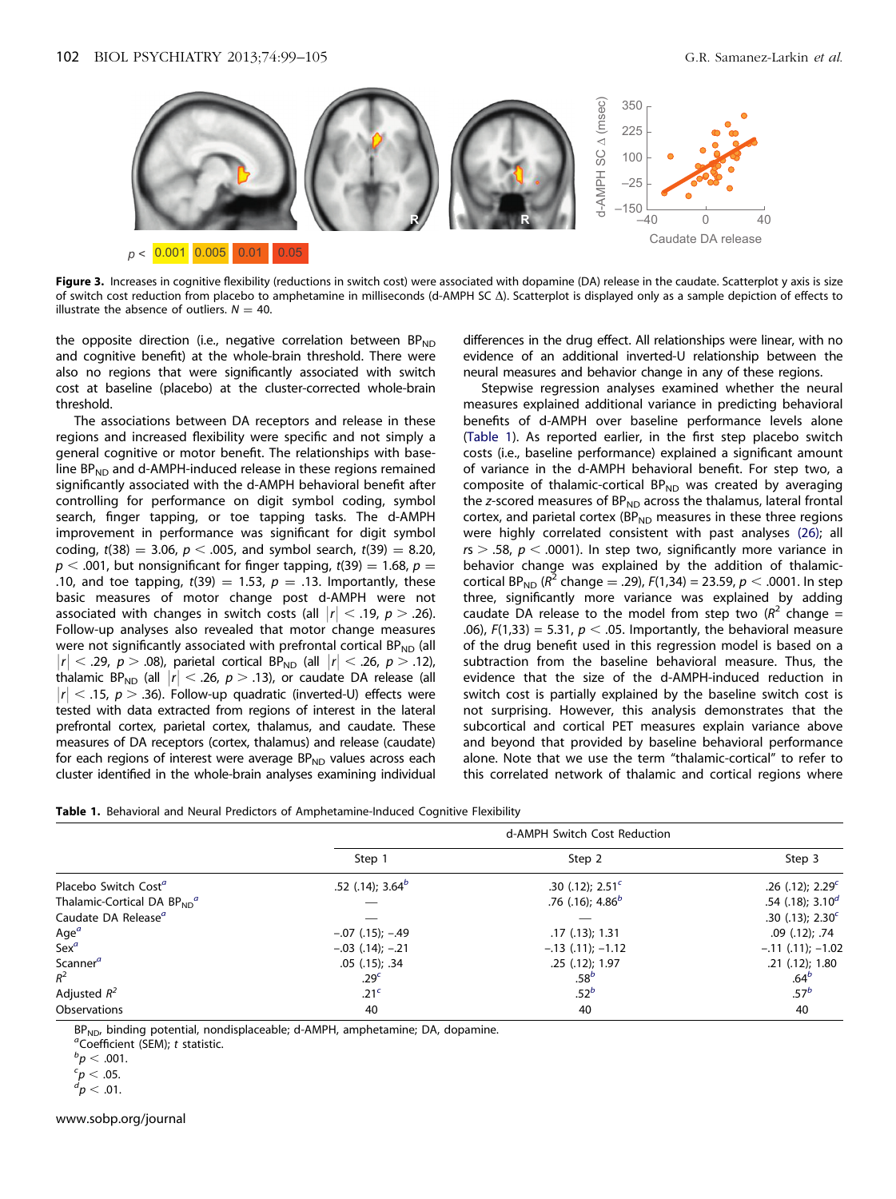**Figure 3.** Increases in cognitive flexibility (reductions in switch cost) were associated with dopamine (DA) release in the caudate. Scatterplot y axis is size of switch cost reduction from placebo to amphetamine in milliseconds (d-AMPH SC Δ). Scatterplot is displayed only as a sample depiction of effects to illustrate the absence of outliers. $N = 40$.

the opposite direction (i.e., negative correlation between $BP_{ND}$ and cognitive benefit) at the whole-brain threshold. There were also no regions that were significantly associated with switch cost at baseline (placebo) at the cluster-corrected whole-brain threshold.

The associations between DA receptors and release in these regions and increased flexibility were specific and not simply a general cognitive or motor benefit. The relationships with baseline $BP_{ND}$ and d-AMPH-induced release in these regions remained significantly associated with the d-AMPH behavioral benefit after controlling for performance on digit symbol coding, symbol search, finger tapping, or toe tapping tasks. The d-AMPH improvement in performance was significant for digit symbol coding, $t(38) = 3.06$, $p < .005$, and symbol search, $t(39) = 8.20$, $p < .001$, but nonsignificant for finger tapping, $t(39) = 1.68$, $p = .10$, and toe tapping, $t(39) = 1.53$, $p = .13$. Importantly, these basic measures of motor change post d-AMPH were not associated with changes in switch costs (all $|r| < .19$, $p > .26$). Follow-up analyses also revealed that motor change measures were not significantly associated with prefrontal cortical $BP_{ND}$ (all $|r| < .29$, $p > .08$), parietal cortical $BP_{ND}$ (all $|r| < .26$, $p > .12$), thalamic $BP_{ND}$ (all $|r| < .26$, $p > .13$), or caudate DA release (all $|r| < .15$, $p > .36$). Follow-up quadratic (inverted-U) effects were tested with data extracted from regions of interest in the lateral prefrontal cortex, parietal cortex, thalamus, and caudate. These measures of DA receptors (cortex, thalamus) and release (caudate) for each regions of interest were average $BP_{ND}$ values across each cluster identified in the whole-brain analyses examining individual differences in the drug effect. All relationships were linear, with no evidence of an additional inverted-U relationship between the neural measures and behavior change in any of these regions.

Stepwise regression analyses examined whether the neural measures explained additional variance in predicting behavioral benefits of d-AMPH over baseline performance levels alone (Table 1). As reported earlier, in the first step placebo switch costs (i.e., baseline performance) explained a significant amount of variance in the d-AMPH behavioral benefit. For step two, a composite of thalamic-cortical $BP_{ND}$ was created by averaging the $z$-scored measures of $BP_{ND}$ across the thalamus, lateral frontal cortex, and parietal cortex ($BP_{ND}$ measures in these three regions were highly correlated consistent with past analyses (26); all $rs > .58$, $p < .0001$). In step two, significantly more variance in behavior change was explained by the addition of thalamic-cortical $BP_{ND}$ ($R^2$ change $= .29$), $F(1,34) = 23.59$, $p < .0001$. In step three, significantly more variance was explained by adding caudate DA release to the model from step two ($R^2$ change $= .06$), $F(1,33) = 5.31$, $p < .05$. Importantly, the behavioral measure of the drug benefit used in this regression model is based on a subtraction from the baseline behavioral measure. Thus, the evidence that the size of the d-AMPH-induced reduction in switch cost is partially explained by the baseline switch cost is not surprising. However, this analysis demonstrates that the subcortical and cortical PET measures explain variance above and beyond that provided by baseline behavioral performance alone. Note that we use the term "thalamic-cortical" to refer to this correlated network of thalamic and cortical regions where

**Table 1.** Behavioral and Neural Predictors of Amphetamine-Induced Cognitive Flexibility

| | d-AMPH Switch Cost Reduction | | |
|---|---|---|---|
| | Step 1 | Step 2 | Step 3 |
| Placebo Switch Cost[a] | .52 (.14); 3.64[b] | .30 (.12); 2.51[c] | .26 (.12); 2.29[c] |
| Thalamic-Cortical DA $BP_{ND}$[a] | — | .76 (.16); 4.86[b] | .54 (.18); 3.10[d] |
| Caudate DA Release[a] | — | — | .30 (.13); 2.30[c] |
| Age[a] | −.07 (.15); −.49 | .17 (.13); 1.31 | .09 (.12); .74 |
| Sex[a] | −.03 (.14); −.21 | −.13 (.11); −1.12 | −.11 (.11); −1.02 |
| Scanner[a] | .05 (.15); .34 | .25 (.12); 1.97 | .21 (.12); 1.80 |
| $R^2$ | .29[c] | .58[b] | .64[b] |
| Adjusted $R^2$ | .21[c] | .52[b] | .57[b] |
| Observations | 40 | 40 | 40 |

$BP_{ND}$, binding potential, nondisplaceable; d-AMPH, amphetamine; DA, dopamine.
[a]Coefficient (SEM); $t$ statistic.
[b]$p < .001$.
[c]$p < .05$.
[d]$p < .01$.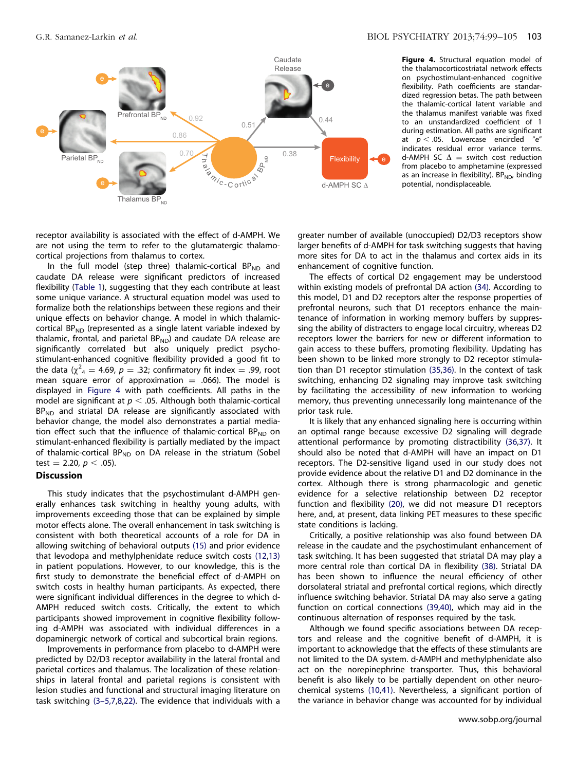**Figure 4.** Structural equation model of the thalamocorticostriatal network effects on psychostimulant-enhanced cognitive flexibility. Path coefficients are standardized regression betas. The path between the thalamic-cortical latent variable and the thalamus manifest variable was fixed to an unstandardized coefficient of 1 during estimation. All paths are significant at $p < .05$. Lowercase encircled "e" indicates residual error variance terms. d-AMPH SC Δ = switch cost reduction from placebo to amphetamine (expressed as an increase in flexibility). $BP_{ND}$, binding potential, nondisplaceable.

receptor availability is associated with the effect of d-AMPH. We are not using the term to refer to the glutamatergic thalamocortical projections from thalamus to cortex.

In the full model (step three) thalamic-cortical $BP_{ND}$ and caudate DA release were significant predictors of increased flexibility (Table 1), suggesting that they each contribute at least some unique variance. A structural equation model was used to formalize both the relationships between these regions and their unique effects on behavior change. A model in which thalamic-cortical $BP_{ND}$ (represented as a single latent variable indexed by thalamic, frontal, and parietal $BP_{ND}$) and caudate DA release are significantly correlated but also uniquely predict psychostimulant-enhanced cognitive flexibility provided a good fit to the data ($\chi^2_4 = 4.69$, $p = .32$; confirmatory fit index = .99, root mean square error of approximation = .066). The model is displayed in Figure 4 with path coefficients. All paths in the model are significant at $p < .05$. Although both thalamic-cortical $BP_{ND}$ and striatal DA release are significantly associated with behavior change, the model also demonstrates a partial mediation effect such that the influence of thalamic-cortical $BP_{ND}$ on stimulant-enhanced flexibility is partially mediated by the impact of thalamic-cortical $BP_{ND}$ on DA release in the striatum (Sobel test = 2.20, $p < .05$).

## Discussion

This study indicates that the psychostimulant d-AMPH generally enhances task switching in healthy young adults, with improvements exceeding those that can be explained by simple motor effects alone. The overall enhancement in task switching is consistent with both theoretical accounts of a role for DA in allowing switching of behavioral outputs (15) and prior evidence that levodopa and methylphenidate reduce switch costs (12,13) in patient populations. However, to our knowledge, this is the first study to demonstrate the beneficial effect of d-AMPH on switch costs in healthy human participants. As expected, there were significant individual differences in the degree to which d-AMPH reduced switch costs. Critically, the extent to which participants showed improvement in cognitive flexibility following d-AMPH was associated with individual differences in a dopaminergic network of cortical and subcortical brain regions.

Improvements in performance from placebo to d-AMPH were predicted by D2/D3 receptor availability in the lateral frontal and parietal cortices and thalamus. The localization of these relationships in lateral frontal and parietal regions is consistent with lesion studies and functional and structural imaging literature on task switching (3–5,7,8,22). The evidence that individuals with a greater number of available (unoccupied) D2/D3 receptors show larger benefits of d-AMPH for task switching suggests that having more sites for DA to act in the thalamus and cortex aids in its enhancement of cognitive function.

The effects of cortical D2 engagement may be understood within existing models of prefrontal DA action (34). According to this model, D1 and D2 receptors alter the response properties of prefrontal neurons, such that D1 receptors enhance the maintenance of information in working memory buffers by suppressing the ability of distracters to engage local circuitry, whereas D2 receptors lower the barriers for new or different information to gain access to these buffers, promoting flexibility. Updating has been shown to be linked more strongly to D2 receptor stimulation than D1 receptor stimulation (35,36). In the context of task switching, enhancing D2 signaling may improve task switching by facilitating the accessibility of new information to working memory, thus preventing unnecessarily long maintenance of the prior task rule.

It is likely that any enhanced signaling here is occurring within an optimal range because excessive D2 signaling will degrade attentional performance by promoting distractibility (36,37). It should also be noted that d-AMPH will have an impact on D1 receptors. The D2-sensitive ligand used in our study does not provide evidence about the relative D1 and D2 dominance in the cortex. Although there is strong pharmacologic and genetic evidence for a selective relationship between D2 receptor function and flexibility (20), we did not measure D1 receptors here, and, at present, data linking PET measures to these specific state conditions is lacking.

Critically, a positive relationship was also found between DA release in the caudate and the psychostimulant enhancement of task switching. It has been suggested that striatal DA may play a more central role than cortical DA in flexibility (38). Striatal DA has been shown to influence the neural efficiency of other dorsolateral striatal and prefrontal cortical regions, which directly influence switching behavior. Striatal DA may also serve a gating function on cortical connections (39,40), which may aid in the continuous alternation of responses required by the task.

Although we found specific associations between DA receptors and release and the cognitive benefit of d-AMPH, it is important to acknowledge that the effects of these stimulants are not limited to the DA system. d-AMPH and methylphenidate also act on the norepinephrine transporter. Thus, this behavioral benefit is also likely to be partially dependent on other neurochemical systems (10,41). Nevertheless, a significant portion of the variance in behavior change was accounted for by individual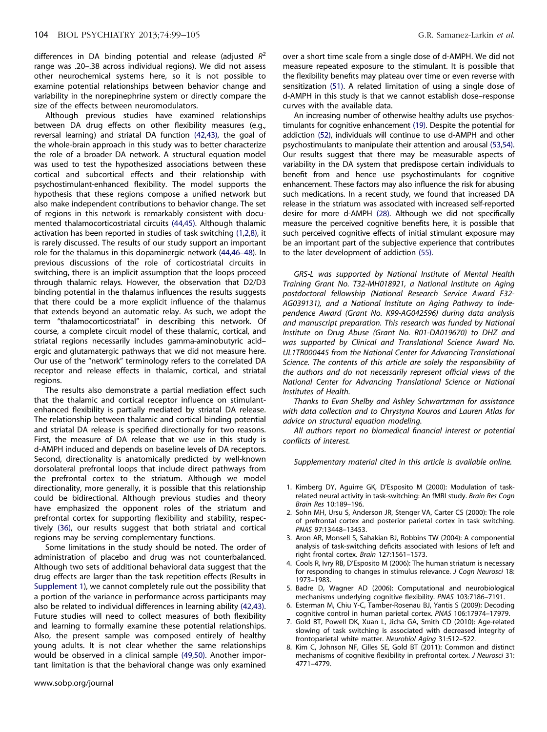differences in DA binding potential and release (adjusted $R^2$ range was .20–.38 across individual regions). We did not assess other neurochemical systems here, so it is not possible to examine potential relationships between behavior change and variability in the norepinephrine system or directly compare the size of the effects between neuromodulators.

Although previous studies have examined relationships between DA drug effects on other flexibility measures (e.g., reversal learning) and striatal DA function (42,43), the goal of the whole-brain approach in this study was to better characterize the role of a broader DA network. A structural equation model was used to test the hypothesized associations between these cortical and subcortical effects and their relationship with psychostimulant-enhanced flexibility. The model supports the hypothesis that these regions compose a unified network but also make independent contributions to behavior change. The set of regions in this network is remarkably consistent with documented thalamocorticostriatal circuits (44,45). Although thalamic activation has been reported in studies of task switching (1,2,8), it is rarely discussed. The results of our study support an important role for the thalamus in this dopaminergic network (44,46–48). In previous discussions of the role of corticostriatal circuits in switching, there is an implicit assumption that the loops proceed through thalamic relays. However, the observation that D2/D3 binding potential in the thalamus influences the results suggests that there could be a more explicit influence of the thalamus that extends beyond an automatic relay. As such, we adopt the term "thalamocorticostriatal" in describing this network. Of course, a complete circuit model of these thalamic, cortical, and striatal regions necessarily includes gamma-aminobutyric acid–ergic and glutamatergic pathways that we did not measure here. Our use of the "network" terminology refers to the correlated DA receptor and release effects in thalamic, cortical, and striatal regions.

The results also demonstrate a partial mediation effect such that the thalamic and cortical receptor influence on stimulant-enhanced flexibility is partially mediated by striatal DA release. The relationship between thalamic and cortical binding potential and striatal DA release is specified directionally for two reasons. First, the measure of DA release that we use in this study is d-AMPH induced and depends on baseline levels of DA receptors. Second, directionality is anatomically predicted by well-known dorsolateral prefrontal loops that include direct pathways from the prefrontal cortex to the striatum. Although we model directionality, more generally, it is possible that this relationship could be bidirectional. Although previous studies and theory have emphasized the opponent roles of the striatum and prefrontal cortex for supporting flexibility and stability, respectively (36), our results suggest that both striatal and cortical regions may be serving complementary functions.

Some limitations in the study should be noted. The order of administration of placebo and drug was not counterbalanced. Although two sets of additional behavioral data suggest that the drug effects are larger than the task repetition effects (Results in Supplement 1), we cannot completely rule out the possibility that a portion of the variance in performance across participants may also be related to individual differences in learning ability (42,43). Future studies will need to collect measures of both flexibility and learning to formally examine these potential relationships. Also, the present sample was composed entirely of healthy young adults. It is not clear whether the same relationships would be observed in a clinical sample (49,50). Another important limitation is that the behavioral change was only examined over a short time scale from a single dose of d-AMPH. We did not measure repeated exposure to the stimulant. It is possible that the flexibility benefits may plateau over time or even reverse with sensitization (51). A related limitation of using a single dose of d-AMPH in this study is that we cannot establish dose–response curves with the available data.

An increasing number of otherwise healthy adults use psychostimulants for cognitive enhancement (19). Despite the potential for addiction (52), individuals will continue to use d-AMPH and other psychostimulants to manipulate their attention and arousal (53,54). Our results suggest that there may be measurable aspects of variability in the DA system that predispose certain individuals to benefit from and hence use psychostimulants for cognitive enhancement. These factors may also influence the risk for abusing such medications. In a recent study, we found that increased DA release in the striatum was associated with increased self-reported desire for more d-AMPH (28). Although we did not specifically measure the perceived cognitive benefits here, it is possible that such perceived cognitive effects of initial stimulant exposure may be an important part of the subjective experience that contributes to the later development of addiction (55).

*GRS-L was supported by National Institute of Mental Health Training Grant No. T32-MH018921, a National Institute on Aging postdoctoral fellowship (National Research Service Award F32-AG039131), and a National Institute on Aging Pathway to Independence Award (Grant No. K99-AG042596) during data analysis and manuscript preparation. This research was funded by National Institute on Drug Abuse (Grant No. R01-DA019670) to DHZ and was supported by Clinical and Translational Science Award No. UL1TR000445 from the National Center for Advancing Translational Science. The contents of this article are solely the responsibility of the authors and do not necessarily represent official views of the National Center for Advancing Translational Science or National Institutes of Health.*

*Thanks to Evan Shelby and Ashley Schwartzman for assistance with data collection and to Chrystyna Kouros and Lauren Atlas for advice on structural equation modeling.*

*All authors report no biomedical financial interest or potential conflicts of interest.*

*Supplementary material cited in this article is available online.*

1. Kimberg DY, Aguirre GK, D'Esposito M (2000): Modulation of task-related neural activity in task-switching: An fMRI study. *Brain Res Cogn Brain Res* 10:189–196.
2. Sohn MH, Ursu S, Anderson JR, Stenger VA, Carter CS (2000): The role of prefrontal cortex and posterior parietal cortex in task switching. *PNAS* 97:13448–13453.
3. Aron AR, Monsell S, Sahakian BJ, Robbins TW (2004): A componential analysis of task-switching deficits associated with lesions of left and right frontal cortex. *Brain* 127:1561–1573.
4. Cools R, Ivry RB, D'Esposito M (2006): The human striatum is necessary for responding to changes in stimulus relevance. *J Cogn Neurosci* 18: 1973–1983.
5. Badre D, Wagner AD (2006): Computational and neurobiological mechanisms underlying cognitive flexibility. *PNAS* 103:7186–7191.
6. Esterman M, Chiu Y-C, Tamber-Rosenau BJ, Yantis S (2009): Decoding cognitive control in human parietal cortex. *PNAS* 106:17974–17979.
7. Gold BT, Powell DK, Xuan L, Jicha GA, Smith CD (2010): Age-related slowing of task switching is associated with decreased integrity of frontoparietal white matter. *Neurobiol Aging* 31:512–522.
8. Kim C, Johnson NF, Cilles SE, Gold BT (2011): Common and distinct mechanisms of cognitive flexibility in prefrontal cortex. *J Neurosci* 31: 4771–4779.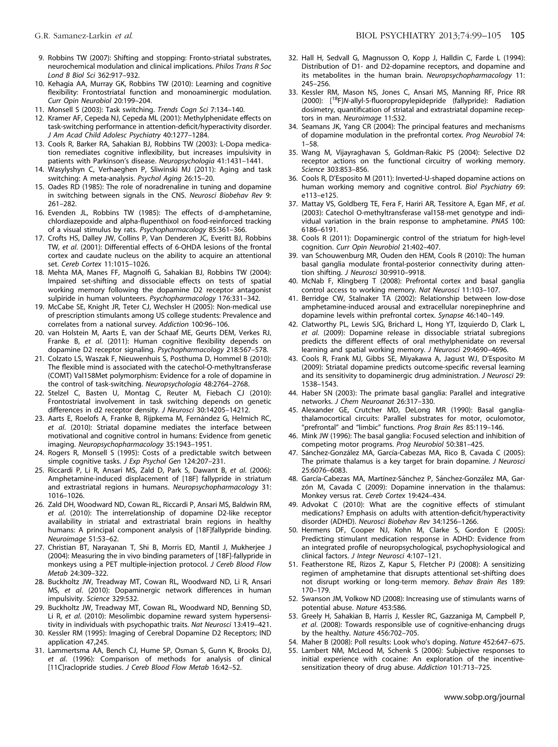9. Robbins TW (2007): Shifting and stopping: Fronto-striatal substrates, neurochemical modulation and clinical implications. *Philos Trans R Soc Lond B Biol Sci* 362:917–932.
10. Kehagia AA, Murray GK, Robbins TW (2010): Learning and cognitive flexibility: Frontostriatal function and monoaminergic modulation. *Curr Opin Neurobiol* 20:199–204.
11. Monsell S (2003): Task switching. *Trends Cogn Sci* 7:134–140.
12. Kramer AF, Cepeda NJ, Cepeda ML (2001): Methylphenidate effects on task-switching performance in attention-deficit/hyperactivity disorder. *J Am Acad Child Adolesc Psychiatry* 40:1277–1284.
13. Cools R, Barker RA, Sahakian BJ, Robbins TW (2003): L-Dopa medication remediates cognitive inflexibility, but increases impulsivity in patients with Parkinson's disease. *Neuropsychologia* 41:1431–1441.
14. Wasylyshyn C, Verhaeghen P, Sliwinski MJ (2011): Aging and task switching: A meta-analysis. *Psychol Aging* 26:15–20.
15. Oades RD (1985): The role of noradrenaline in tuning and dopamine in switching between signals in the CNS. *Neurosci Biobehav Rev* 9: 261–282.
16. Evenden JL, Robbins TW (1985): The effects of d-amphetamine, chlordiazepoxide and alpha-flupenthixol on food-reinforced tracking of a visual stimulus by rats. *Psychopharmacology* 85:361–366.
17. Crofts HS, Dalley JW, Collins P, Van Denderen JC, Everitt BJ, Robbins TW, *et al.* (2001): Differential effects of 6-OHDA lesions of the frontal cortex and caudate nucleus on the ability to acquire an attentional set. *Cereb Cortex* 11:1015–1026.
18. Mehta MA, Manes FF, Magnolfi G, Sahakian BJ, Robbins TW (2004): Impaired set-shifting and dissociable effects on tests of spatial working memory following the dopamine D2 receptor antagonist sulpiride in human volunteers. *Psychopharmacology* 176:331–342.
19. McCabe SE, Knight JR, Teter CJ, Wechsler H (2005): Non-medical use of prescription stimulants among US college students: Prevalence and correlates from a national survey. *Addiction* 100:96–106.
20. van Holstein M, Aarts E, van der Schaaf ME, Geurts DEM, Verkes RJ, Franke B, *et al.* (2011): Human cognitive flexibility depends on dopamine D2 receptor signaling. *Psychopharmacology* 218:567–578.
21. Colzato LS, Waszak F, Nieuwenhuis S, Posthuma D, Hommel B (2010): The flexible mind is associated with the catechol-O-methyltransferase (COMT) Val158Met polymorphism: Evidence for a role of dopamine in the control of task-switching. *Neuropsychologia* 48:2764–2768.
22. Stelzel C, Basten U, Montag C, Reuter M, Fiebach CJ (2010): Frontostriatal involvement in task switching depends on genetic differences in d2 receptor density. *J Neurosci* 30:14205–14212.
23. Aarts E, Roelofs A, Franke B, Rijpkema M, Fernández G, Helmich RC, *et al.* (2010): Striatal dopamine mediates the interface between motivational and cognitive control in humans: Evidence from genetic imaging. *Neuropsychopharmacology* 35:1943–1951.
24. Rogers R, Monsell S (1995): Costs of a predictable switch between simple cognitive tasks. *J Exp Psychol Gen* 124:207–231.
25. Riccardi P, Li R, Ansari MS, Zald D, Park S, Dawant B, *et al.* (2006): Amphetamine-induced displacement of [18F] fallypride in striatum and extrastriatal regions in humans. *Neuropsychopharmacology* 31: 1016–1026.
26. Zald DH, Woodward ND, Cowan RL, Riccardi P, Ansari MS, Baldwin RM, *et al.* (2010): The interrelationship of dopamine D2-like receptor availability in striatal and extrastriatal brain regions in healthy humans: A principal component analysis of [18F]fallypride binding. *Neuroimage* 51:53–62.
27. Christian BT, Narayanan T, Shi B, Morris ED, Mantil J, Mukherjee J (2004): Measuring the in vivo binding parameters of [18F]-fallypride in monkeys using a PET multiple-injection protocol. *J Cereb Blood Flow Metab* 24:309–322.
28. Buckholtz JW, Treadway MT, Cowan RL, Woodward ND, Li R, Ansari MS, *et al.* (2010): Dopaminergic network differences in human impulsivity. *Science* 329:532.
29. Buckholtz JW, Treadway MT, Cowan RL, Woodward ND, Benning SD, Li R, *et al.* (2010): Mesolimbic dopamine reward system hypersensitivity in individuals with psychopathic traits. *Nat Neurosci* 13:419–421.
30. Kessler RM (1995): Imaging of Cerebral Dopamine D2 Receptors; IND application 47,245.
31. Lammertsma AA, Bench CJ, Hume SP, Osman S, Gunn K, Brooks DJ, *et al.* (1996): Comparison of methods for analysis of clinical [11C]raclopride studies. *J Cereb Blood Flow Metab* 16:42–52.
32. Hall H, Sedvall G, Magnusson O, Kopp J, Halldin C, Farde L (1994): Distribution of D1- and D2-dopamine receptors, and dopamine and its metabolites in the human brain. *Neuropsychopharmacology* 11: 245–256.
33. Kessler RM, Mason NS, Jones C, Ansari MS, Manning RF, Price RR (2000): [$^{18}$F]N-allyl-5-fluoropropylepidepride (fallypride): Radiation dosimetry, quantification of striatal and extrastriatal dopamine receptors in man. *Neuroimage* 11:S32.
34. Seamans JK, Yang CR (2004): The principal features and mechanisms of dopamine modulation in the prefrontal cortex. *Prog Neurobiol* 74: 1–58.
35. Wang M, Vijayraghavan S, Goldman-Rakic PS (2004): Selective D2 receptor actions on the functional circuitry of working memory. *Science* 303:853–856.
36. Cools R, D'Esposito M (2011): Inverted-U-shaped dopamine actions on human working memory and cognitive control. *Biol Psychiatry* 69: e113–e125.
37. Mattay VS, Goldberg TE, Fera F, Hariri AR, Tessitore A, Egan MF, *et al.* (2003): Catechol O-methyltransferase val158-met genotype and individual variation in the brain response to amphetamine. *PNAS* 100: 6186–6191.
38. Cools R (2011): Dopaminergic control of the striatum for high-level cognition. *Curr Opin Neurobiol* 21:402–407.
39. van Schouwenburg MR, Ouden den HEM, Cools R (2010): The human basal ganglia modulate frontal-posterior connectivity during attention shifting. *J Neurosci* 30:9910–9918.
40. McNab F, Klingberg T (2008): Prefrontal cortex and basal ganglia control access to working memory. *Nat Neurosci* 11:103–107.
41. Berridge CW, Stalnaker TA (2002): Relationship between low-dose amphetamine-induced arousal and extracellular norepinephrine and dopamine levels within prefrontal cortex. *Synapse* 46:140–149.
42. Clatworthy PL, Lewis SJG, Brichard L, Hong YT, Izquierdo D, Clark L, *et al.* (2009): Dopamine release in dissociable striatal subregions predicts the different effects of oral methylphenidate on reversal learning and spatial working memory. *J Neurosci* 29:4690–4696.
43. Cools R, Frank MJ, Gibbs SE, Miyakawa A, Jagust WJ, D'Esposito M (2009): Striatal dopamine predicts outcome-specific reversal learning and its sensitivity to dopaminergic drug administration. *J Neurosci* 29: 1538–1543.
44. Haber SN (2003): The primate basal ganglia: Parallel and integrative networks. *J Chem Neuroanat* 26:317–330.
45. Alexander GE, Crutcher MD, DeLong MR (1990): Basal ganglia-thalamocortical circuits: Parallel substrates for motor, oculomotor, "prefrontal" and "limbic" functions. *Prog Brain Res* 85:119–146.
46. Mink JW (1996): The basal ganglia: Focused selection and inhibition of competing motor programs. *Prog Neurobiol* 50:381–425.
47. Sánchez-González MA, García-Cabezas MA, Rico B, Cavada C (2005): The primate thalamus is a key target for brain dopamine. *J Neurosci* 25:6076–6083.
48. García-Cabezas MA, Martínez-Sánchez P, Sánchez-González MA, Garzón M, Cavada C (2009): Dopamine innervation in the thalamus: Monkey versus rat. *Cereb Cortex* 19:424–434.
49. Advokat C (2010): What are the cognitive effects of stimulant medications? Emphasis on adults with attention-deficit/hyperactivity disorder (ADHD). *Neurosci Biobehav Rev* 34:1256–1266.
50. Hermens DF, Cooper NJ, Kohn M, Clarke S, Gordon E (2005): Predicting stimulant medication response in ADHD: Evidence from an integrated profile of neuropsychological, psychophysiological and clinical factors. *J Integr Neurosci* 4:107–121.
51. Featherstone RE, Rizos Z, Kapur S, Fletcher PJ (2008): A sensitizing regimen of amphetamine that disrupts attentional set-shifting does not disrupt working or long-term memory. *Behav Brain Res* 189: 170–179.
52. Swanson JM, Volkow ND (2008): Increasing use of stimulants warns of potential abuse. *Nature* 453:586.
53. Greely H, Sahakian B, Harris J, Kessler RC, Gazzaniga M, Campbell P, *et al.* (2008): Towards responsible use of cognitive-enhancing drugs by the healthy. *Nature* 456:702–705.
54. Maher B (2008): Poll results: Look who's doping. *Nature* 452:647–675.
55. Lambert NM, McLeod M, Schenk S (2006): Subjective responses to initial experience with cocaine: An exploration of the incentive-sensitization theory of drug abuse. *Addiction* 101:713–725.